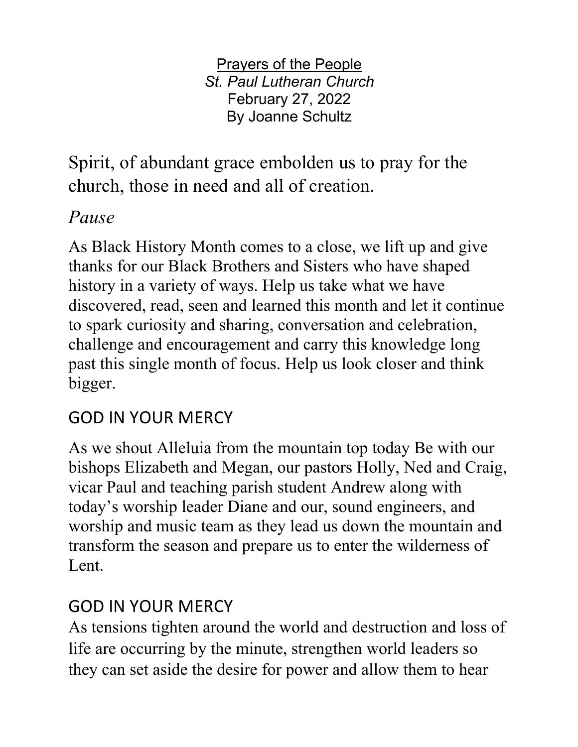Prayers of the People
*St. Paul Lutheran Church*
February 27, 2022
By Joanne Schultz

Spirit, of abundant grace embolden us to pray for the church, those in need and all of creation.

*Pause*

As Black History Month comes to a close, we lift up and give thanks for our Black Brothers and Sisters who have shaped history in a variety of ways. Help us take what we have discovered, read, seen and learned this month and let it continue to spark curiosity and sharing, conversation and celebration, challenge and encouragement and carry this knowledge long past this single month of focus. Help us look closer and think bigger.

GOD IN YOUR MERCY

As we shout Alleluia from the mountain top today Be with our bishops Elizabeth and Megan, our pastors Holly, Ned and Craig, vicar Paul and teaching parish student Andrew along with today's worship leader Diane and our, sound engineers, and worship and music team as they lead us down the mountain and transform the season and prepare us to enter the wilderness of Lent.

GOD IN YOUR MERCY

As tensions tighten around the world and destruction and loss of life are occurring by the minute, strengthen world leaders so they can set aside the desire for power and allow them to hear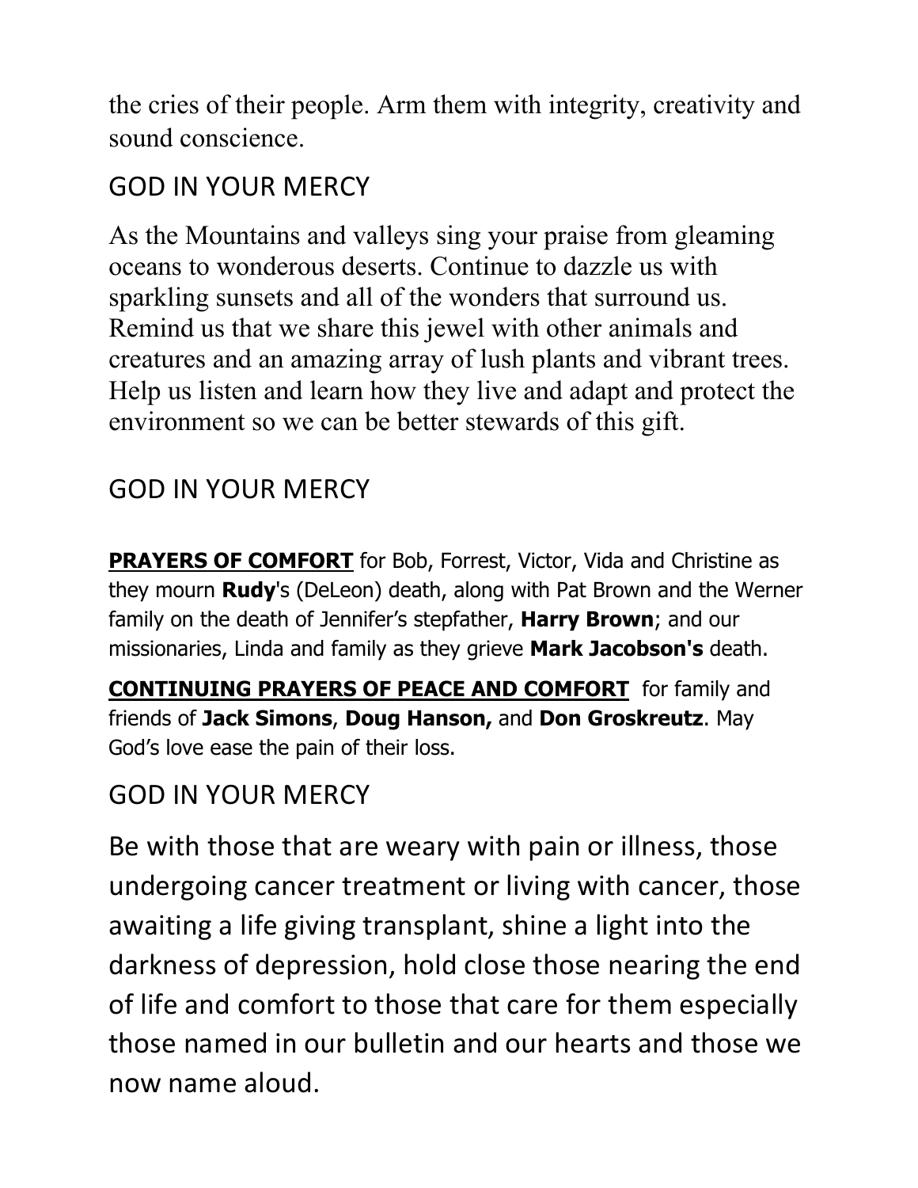the cries of their people. Arm them with integrity, creativity and sound conscience.

GOD IN YOUR MERCY

As the Mountains and valleys sing your praise from gleaming oceans to wonderous deserts. Continue to dazzle us with sparkling sunsets and all of the wonders that surround us. Remind us that we share this jewel with other animals and creatures and an amazing array of lush plants and vibrant trees. Help us listen and learn how they live and adapt and protect the environment so we can be better stewards of this gift.

GOD IN YOUR MERCY

**PRAYERS OF COMFORT** for Bob, Forrest, Victor, Vida and Christine as they mourn **Rudy**'s (DeLeon) death, along with Pat Brown and the Werner family on the death of Jennifer's stepfather, **Harry Brown**; and our missionaries, Linda and family as they grieve **Mark Jacobson's** death.

**CONTINUING PRAYERS OF PEACE AND COMFORT** for family and friends of **Jack Simons**, **Doug Hanson,** and **Don Groskreutz**. May God's love ease the pain of their loss.

GOD IN YOUR MERCY

Be with those that are weary with pain or illness, those undergoing cancer treatment or living with cancer, those awaiting a life giving transplant, shine a light into the darkness of depression, hold close those nearing the end of life and comfort to those that care for them especially those named in our bulletin and our hearts and those we now name aloud.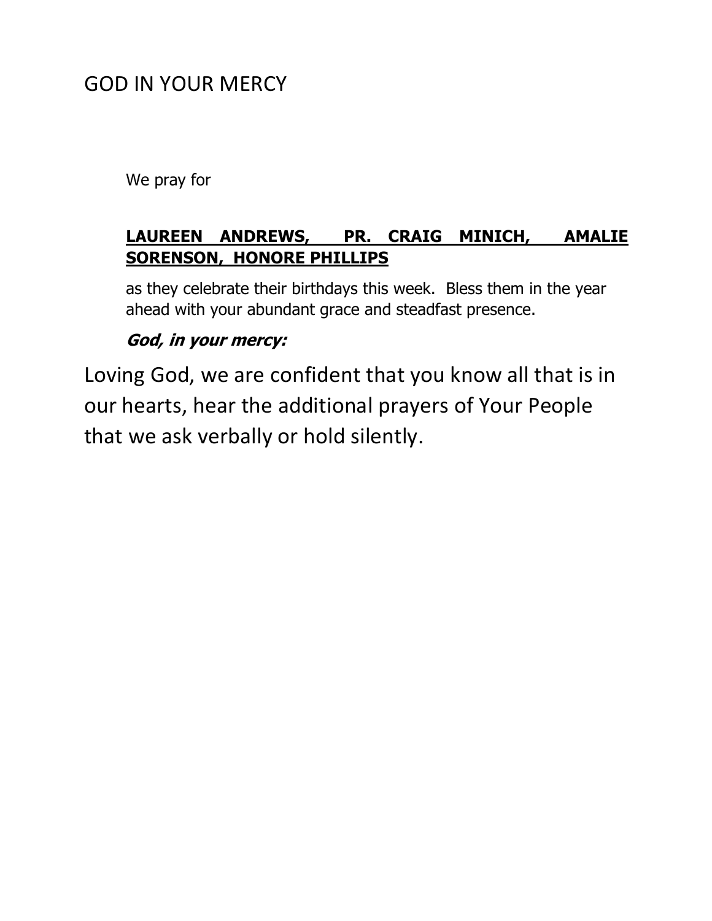# GOD IN YOUR MERCY

We pray for

**LAUREEN ANDREWS, PR. CRAIG MINICH, AMALIE SORENSON, HONORE PHILLIPS**

as they celebrate their birthdays this week. Bless them in the year ahead with your abundant grace and steadfast presence.

***God, in your mercy:***

Loving God, we are confident that you know all that is in our hearts, hear the additional prayers of Your People that we ask verbally or hold silently.